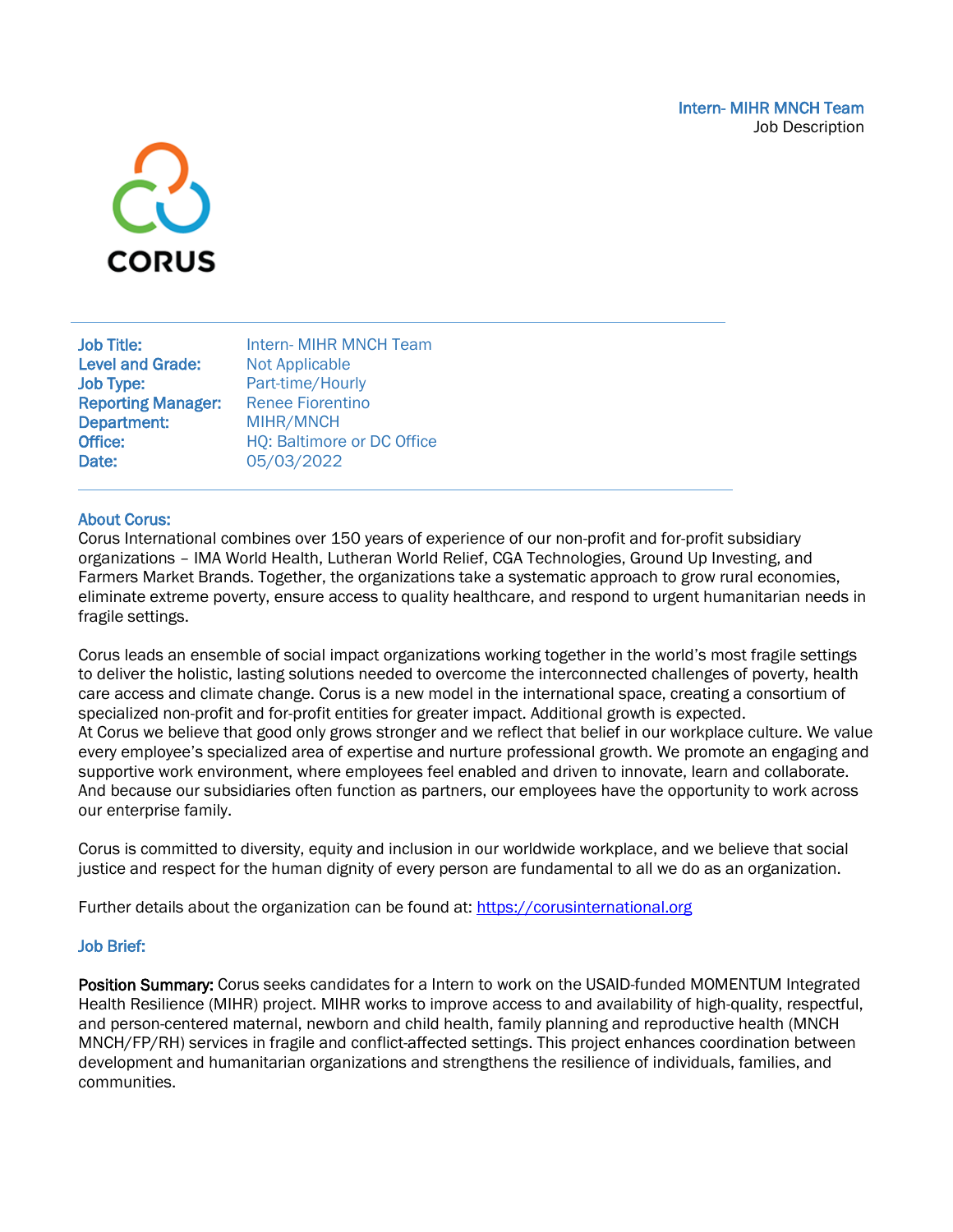**Intern- MIHR MNCH Team**
Job Description

CORUS

| | |
|---|---|
| **Job Title:** | Intern- MIHR MNCH Team |
| **Level and Grade:** | Not Applicable |
| **Job Type:** | Part-time/Hourly |
| **Reporting Manager:** | Renee Fiorentino |
| **Department:** | MIHR/MNCH |
| **Office:** | HQ: Baltimore or DC Office |
| **Date:** | 05/03/2022 |

## About Corus:

Corus International combines over 150 years of experience of our non-profit and for-profit subsidiary organizations – IMA World Health, Lutheran World Relief, CGA Technologies, Ground Up Investing, and Farmers Market Brands. Together, the organizations take a systematic approach to grow rural economies, eliminate extreme poverty, ensure access to quality healthcare, and respond to urgent humanitarian needs in fragile settings.

Corus leads an ensemble of social impact organizations working together in the world's most fragile settings to deliver the holistic, lasting solutions needed to overcome the interconnected challenges of poverty, health care access and climate change. Corus is a new model in the international space, creating a consortium of specialized non-profit and for-profit entities for greater impact. Additional growth is expected.
At Corus we believe that good only grows stronger and we reflect that belief in our workplace culture. We value every employee's specialized area of expertise and nurture professional growth. We promote an engaging and supportive work environment, where employees feel enabled and driven to innovate, learn and collaborate. And because our subsidiaries often function as partners, our employees have the opportunity to work across our enterprise family.

Corus is committed to diversity, equity and inclusion in our worldwide workplace, and we believe that social justice and respect for the human dignity of every person are fundamental to all we do as an organization.

Further details about the organization can be found at: https://corusinternational.org

## Job Brief:

**Position Summary:** Corus seeks candidates for a Intern to work on the USAID-funded MOMENTUM Integrated Health Resilience (MIHR) project. MIHR works to improve access to and availability of high-quality, respectful, and person-centered maternal, newborn and child health, family planning and reproductive health (MNCH MNCH/FP/RH) services in fragile and conflict-affected settings. This project enhances coordination between development and humanitarian organizations and strengthens the resilience of individuals, families, and communities.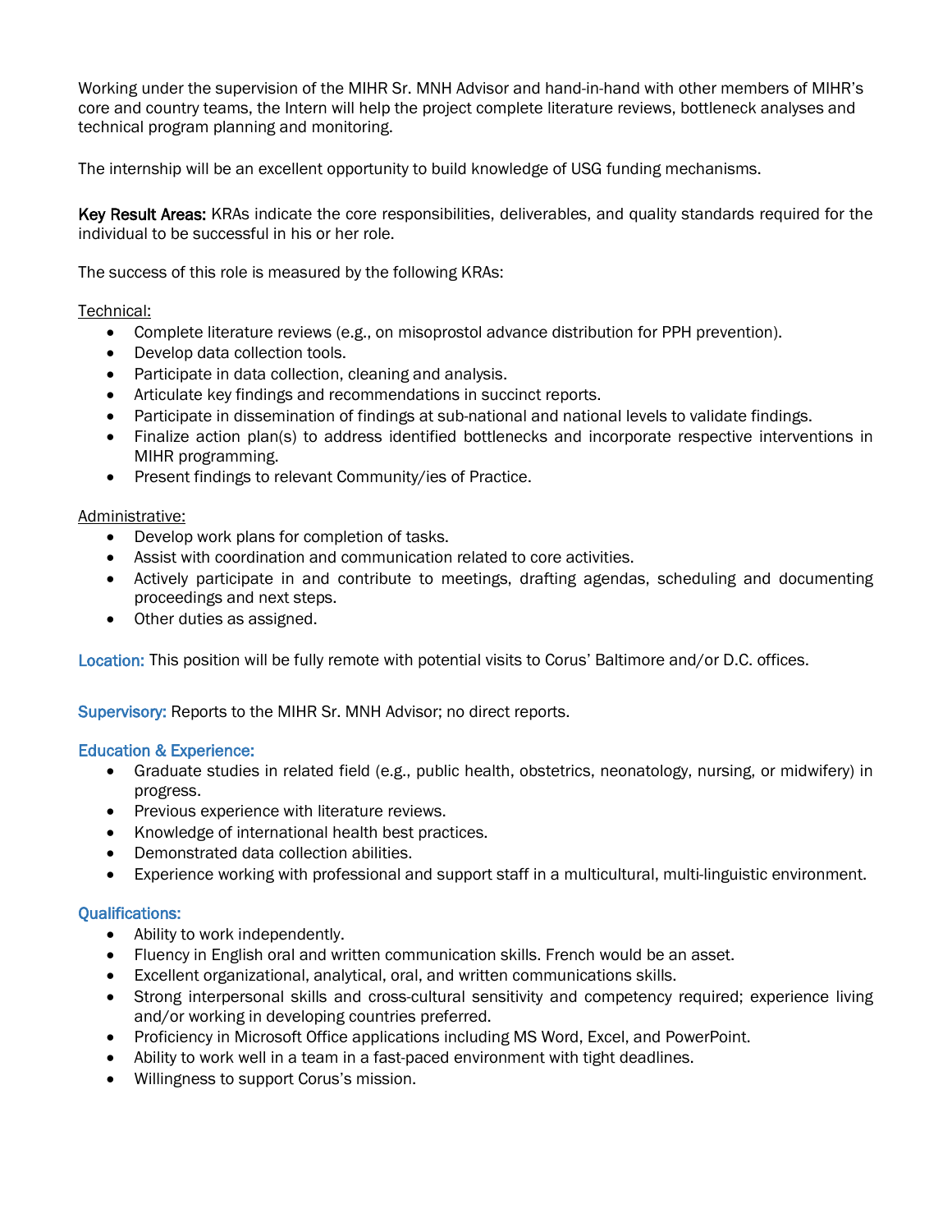Working under the supervision of the MIHR Sr. MNH Advisor and hand-in-hand with other members of MIHR's core and country teams, the Intern will help the project complete literature reviews, bottleneck analyses and technical program planning and monitoring.

The internship will be an excellent opportunity to build knowledge of USG funding mechanisms.

**Key Result Areas:** KRAs indicate the core responsibilities, deliverables, and quality standards required for the individual to be successful in his or her role.

The success of this role is measured by the following KRAs:

Technical:

- Complete literature reviews (e.g., on misoprostol advance distribution for PPH prevention).
- Develop data collection tools.
- Participate in data collection, cleaning and analysis.
- Articulate key findings and recommendations in succinct reports.
- Participate in dissemination of findings at sub-national and national levels to validate findings.
- Finalize action plan(s) to address identified bottlenecks and incorporate respective interventions in MIHR programming.
- Present findings to relevant Community/ies of Practice.

Administrative:

- Develop work plans for completion of tasks.
- Assist with coordination and communication related to core activities.
- Actively participate in and contribute to meetings, drafting agendas, scheduling and documenting proceedings and next steps.
- Other duties as assigned.

**Location:** This position will be fully remote with potential visits to Corus' Baltimore and/or D.C. offices.

**Supervisory:** Reports to the MIHR Sr. MNH Advisor; no direct reports.

### Education & Experience:

- Graduate studies in related field (e.g., public health, obstetrics, neonatology, nursing, or midwifery) in progress.
- Previous experience with literature reviews.
- Knowledge of international health best practices.
- Demonstrated data collection abilities.
- Experience working with professional and support staff in a multicultural, multi-linguistic environment.

### Qualifications:

- Ability to work independently.
- Fluency in English oral and written communication skills. French would be an asset.
- Excellent organizational, analytical, oral, and written communications skills.
- Strong interpersonal skills and cross-cultural sensitivity and competency required; experience living and/or working in developing countries preferred.
- Proficiency in Microsoft Office applications including MS Word, Excel, and PowerPoint.
- Ability to work well in a team in a fast-paced environment with tight deadlines.
- Willingness to support Corus's mission.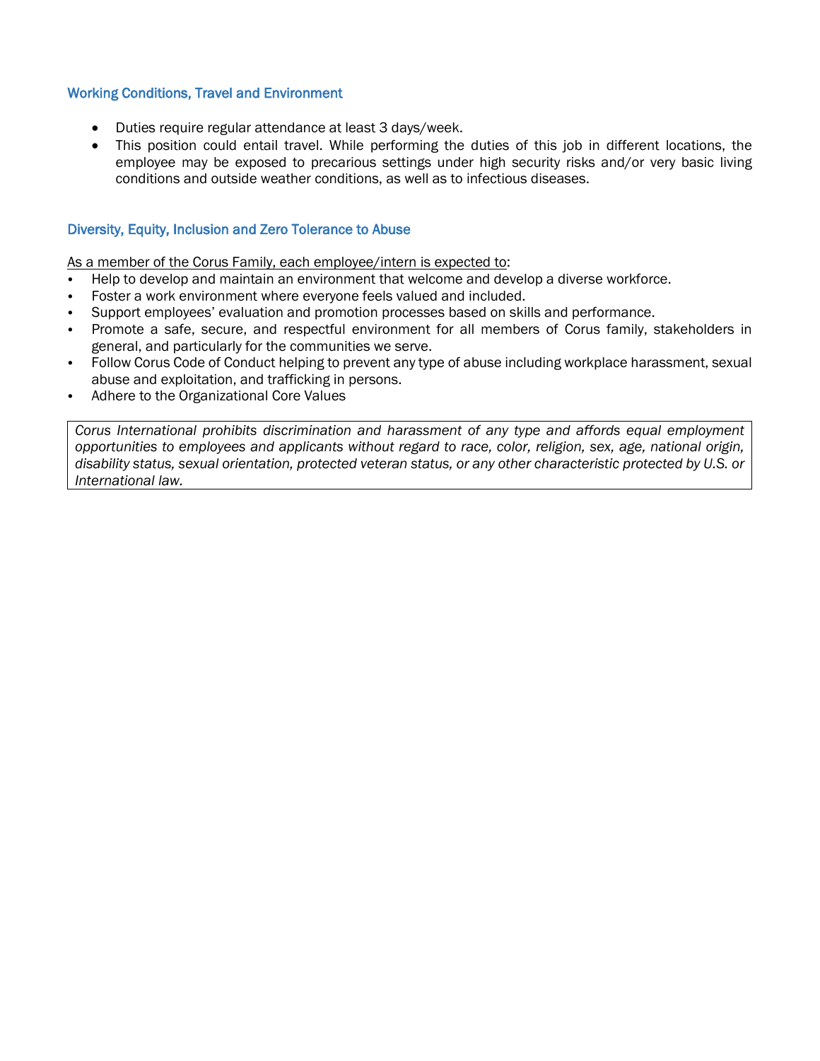### Working Conditions, Travel and Environment

- Duties require regular attendance at least 3 days/week.
- This position could entail travel. While performing the duties of this job in different locations, the employee may be exposed to precarious settings under high security risks and/or very basic living conditions and outside weather conditions, as well as to infectious diseases.

### Diversity, Equity, Inclusion and Zero Tolerance to Abuse

As a member of the Corus Family, each employee/intern is expected to:

- Help to develop and maintain an environment that welcome and develop a diverse workforce.
- Foster a work environment where everyone feels valued and included.
- Support employees' evaluation and promotion processes based on skills and performance.
- Promote a safe, secure, and respectful environment for all members of Corus family, stakeholders in general, and particularly for the communities we serve.
- Follow Corus Code of Conduct helping to prevent any type of abuse including workplace harassment, sexual abuse and exploitation, and trafficking in persons.
- Adhere to the Organizational Core Values

*Corus International prohibits discrimination and harassment of any type and affords equal employment opportunities to employees and applicants without regard to race, color, religion, sex, age, national origin, disability status, sexual orientation, protected veteran status, or any other characteristic protected by U.S. or International law.*